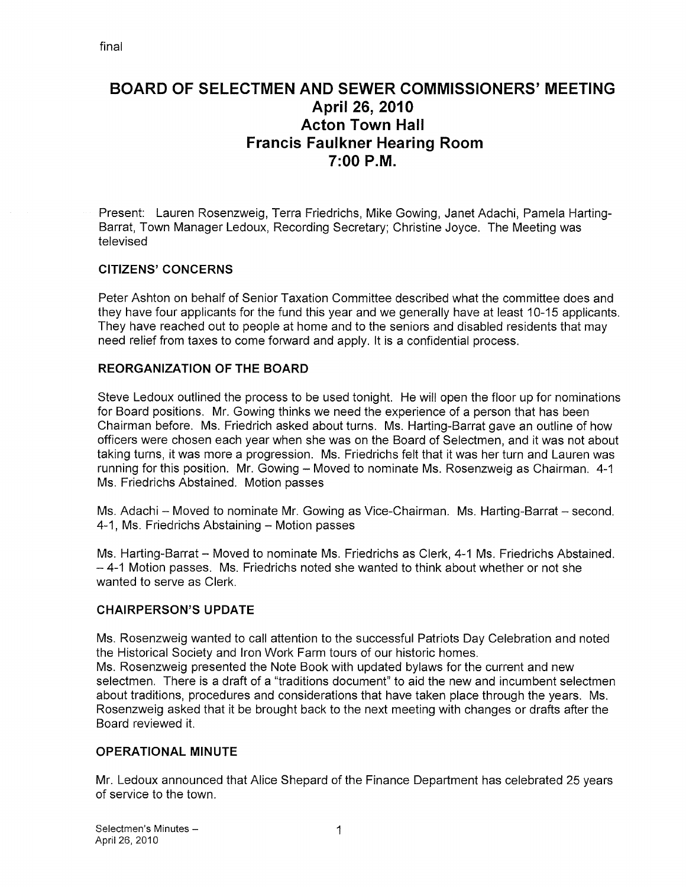final

# BOARD OF SELECTMEN AND SEWER COMMISSIONERS' MEETING
## April 26, 2010
## Acton Town Hall
## Francis Faulkner Hearing Room
## 7:00 P.M.

Present: Lauren Rosenzweig, Terra Friedrichs, Mike Gowing, Janet Adachi, Pamela Harting-Barrat, Town Manager Ledoux, Recording Secretary; Christine Joyce. The Meeting was televised

### CITIZENS' CONCERNS

Peter Ashton on behalf of Senior Taxation Committee described what the committee does and they have four applicants for the fund this year and we generally have at least 10-15 applicants. They have reached out to people at home and to the seniors and disabled residents that may need relief from taxes to come forward and apply. It is a confidential process.

### REORGANIZATION OF THE BOARD

Steve Ledoux outlined the process to be used tonight. He will open the floor up for nominations for Board positions. Mr. Gowing thinks we need the experience of a person that has been Chairman before. Ms. Friedrich asked about turns. Ms. Harting-Barrat gave an outline of how officers were chosen each year when she was on the Board of Selectmen, and it was not about taking turns, it was more a progression. Ms. Friedrichs felt that it was her turn and Lauren was running for this position. Mr. Gowing – Moved to nominate Ms. Rosenzweig as Chairman. 4-1 Ms. Friedrichs Abstained. Motion passes

Ms. Adachi – Moved to nominate Mr. Gowing as Vice-Chairman. Ms. Harting-Barrat – second. 4-1, Ms. Friedrichs Abstaining – Motion passes

Ms. Harting-Barrat – Moved to nominate Ms. Friedrichs as Clerk, 4-1 Ms. Friedrichs Abstained. – 4-1 Motion passes. Ms. Friedrichs noted she wanted to think about whether or not she wanted to serve as Clerk.

### CHAIRPERSON'S UPDATE

Ms. Rosenzweig wanted to call attention to the successful Patriots Day Celebration and noted the Historical Society and Iron Work Farm tours of our historic homes.
Ms. Rosenzweig presented the Note Book with updated bylaws for the current and new selectmen. There is a draft of a "traditions document" to aid the new and incumbent selectmen about traditions, procedures and considerations that have taken place through the years. Ms. Rosenzweig asked that it be brought back to the next meeting with changes or drafts after the Board reviewed it.

### OPERATIONAL MINUTE

Mr. Ledoux announced that Alice Shepard of the Finance Department has celebrated 25 years of service to the town.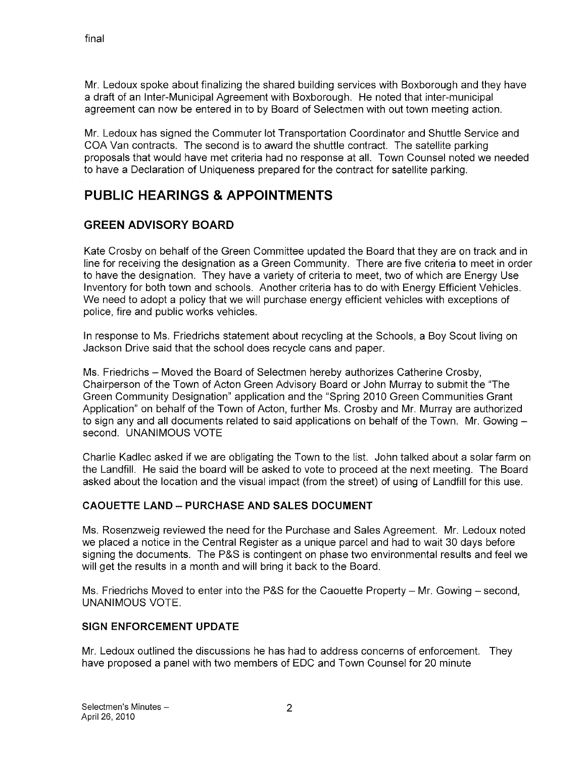final

Mr. Ledoux spoke about finalizing the shared building services with Boxborough and they have a draft of an Inter-Municipal Agreement with Boxborough. He noted that inter-municipal agreement can now be entered in to by Board of Selectmen with out town meeting action.

Mr. Ledoux has signed the Commuter lot Transportation Coordinator and Shuttle Service and COA Van contracts. The second is to award the shuttle contract. The satellite parking proposals that would have met criteria had no response at all. Town Counsel noted we needed to have a Declaration of Uniqueness prepared for the contract for satellite parking.

# PUBLIC HEARINGS & APPOINTMENTS

## GREEN ADVISORY BOARD

Kate Crosby on behalf of the Green Committee updated the Board that they are on track and in line for receiving the designation as a Green Community. There are five criteria to meet in order to have the designation. They have a variety of criteria to meet, two of which are Energy Use Inventory for both town and schools. Another criteria has to do with Energy Efficient Vehicles. We need to adopt a policy that we will purchase energy efficient vehicles with exceptions of police, fire and public works vehicles.

In response to Ms. Friedrichs statement about recycling at the Schools, a Boy Scout living on Jackson Drive said that the school does recycle cans and paper.

Ms. Friedrichs – Moved the Board of Selectmen hereby authorizes Catherine Crosby, Chairperson of the Town of Acton Green Advisory Board or John Murray to submit the "The Green Community Designation" application and the "Spring 2010 Green Communities Grant Application" on behalf of the Town of Acton, further Ms. Crosby and Mr. Murray are authorized to sign any and all documents related to said applications on behalf of the Town. Mr. Gowing – second. UNANIMOUS VOTE

Charlie Kadlec asked if we are obligating the Town to the list. John talked about a solar farm on the Landfill. He said the board will be asked to vote to proceed at the next meeting. The Board asked about the location and the visual impact (from the street) of using of Landfill for this use.

### CAOUETTE LAND – PURCHASE AND SALES DOCUMENT

Ms. Rosenzweig reviewed the need for the Purchase and Sales Agreement. Mr. Ledoux noted we placed a notice in the Central Register as a unique parcel and had to wait 30 days before signing the documents. The P&S is contingent on phase two environmental results and feel we will get the results in a month and will bring it back to the Board.

Ms. Friedrichs Moved to enter into the P&S for the Caouette Property – Mr. Gowing – second, UNANIMOUS VOTE.

### SIGN ENFORCEMENT UPDATE

Mr. Ledoux outlined the discussions he has had to address concerns of enforcement. They have proposed a panel with two members of EDC and Town Counsel for 20 minute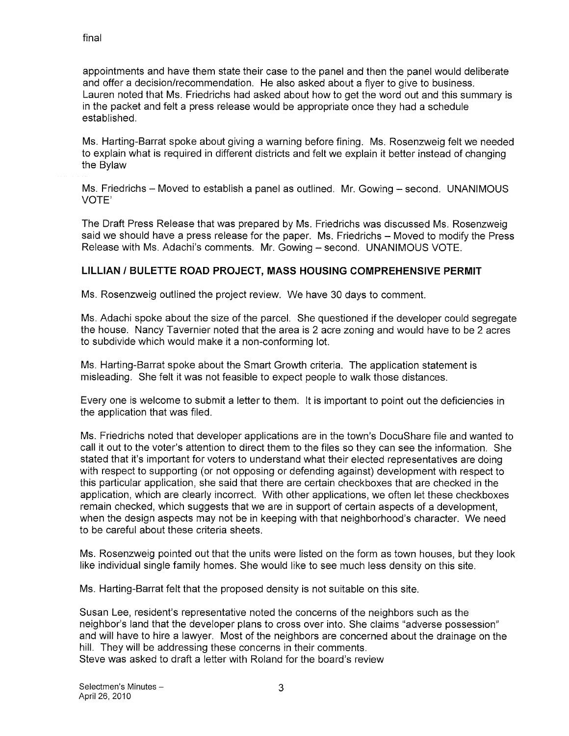appointments and have them state their case to the panel and then the panel would deliberate and offer a decision/recommendation. He also asked about a flyer to give to business. Lauren noted that Ms. Friedrichs had asked about how to get the word out and this summary is in the packet and felt a press release would be appropriate once they had a schedule established.

Ms. Harting-Barrat spoke about giving a warning before fining. Ms. Rosenzweig felt we needed to explain what is required in different districts and felt we explain it better instead of changing the Bylaw

Ms. Friedrichs – Moved to establish a panel as outlined. Mr. Gowing – second. UNANIMOUS VOTE'

The Draft Press Release that was prepared by Ms. Friedrichs was discussed Ms. Rosenzweig said we should have a press release for the paper. Ms. Friedrichs – Moved to modify the Press Release with Ms. Adachi's comments. Mr. Gowing – second. UNANIMOUS VOTE.

**LILLIAN / BULETTE ROAD PROJECT, MASS HOUSING COMPREHENSIVE PERMIT**

Ms. Rosenzweig outlined the project review. We have 30 days to comment.

Ms. Adachi spoke about the size of the parcel. She questioned if the developer could segregate the house. Nancy Tavernier noted that the area is 2 acre zoning and would have to be 2 acres to subdivide which would make it a non-conforming lot.

Ms. Harting-Barrat spoke about the Smart Growth criteria. The application statement is misleading. She felt it was not feasible to expect people to walk those distances.

Every one is welcome to submit a letter to them. It is important to point out the deficiencies in the application that was filed.

Ms. Friedrichs noted that developer applications are in the town's DocuShare file and wanted to call it out to the voter's attention to direct them to the files so they can see the information. She stated that it's important for voters to understand what their elected representatives are doing with respect to supporting (or not opposing or defending against) development with respect to this particular application, she said that there are certain checkboxes that are checked in the application, which are clearly incorrect. With other applications, we often let these checkboxes remain checked, which suggests that we are in support of certain aspects of a development, when the design aspects may not be in keeping with that neighborhood's character. We need to be careful about these criteria sheets.

Ms. Rosenzweig pointed out that the units were listed on the form as town houses, but they look like individual single family homes. She would like to see much less density on this site.

Ms. Harting-Barrat felt that the proposed density is not suitable on this site.

Susan Lee, resident's representative noted the concerns of the neighbors such as the neighbor's land that the developer plans to cross over into. She claims "adverse possession" and will have to hire a lawyer. Most of the neighbors are concerned about the drainage on the hill. They will be addressing these concerns in their comments.
Steve was asked to draft a letter with Roland for the board's review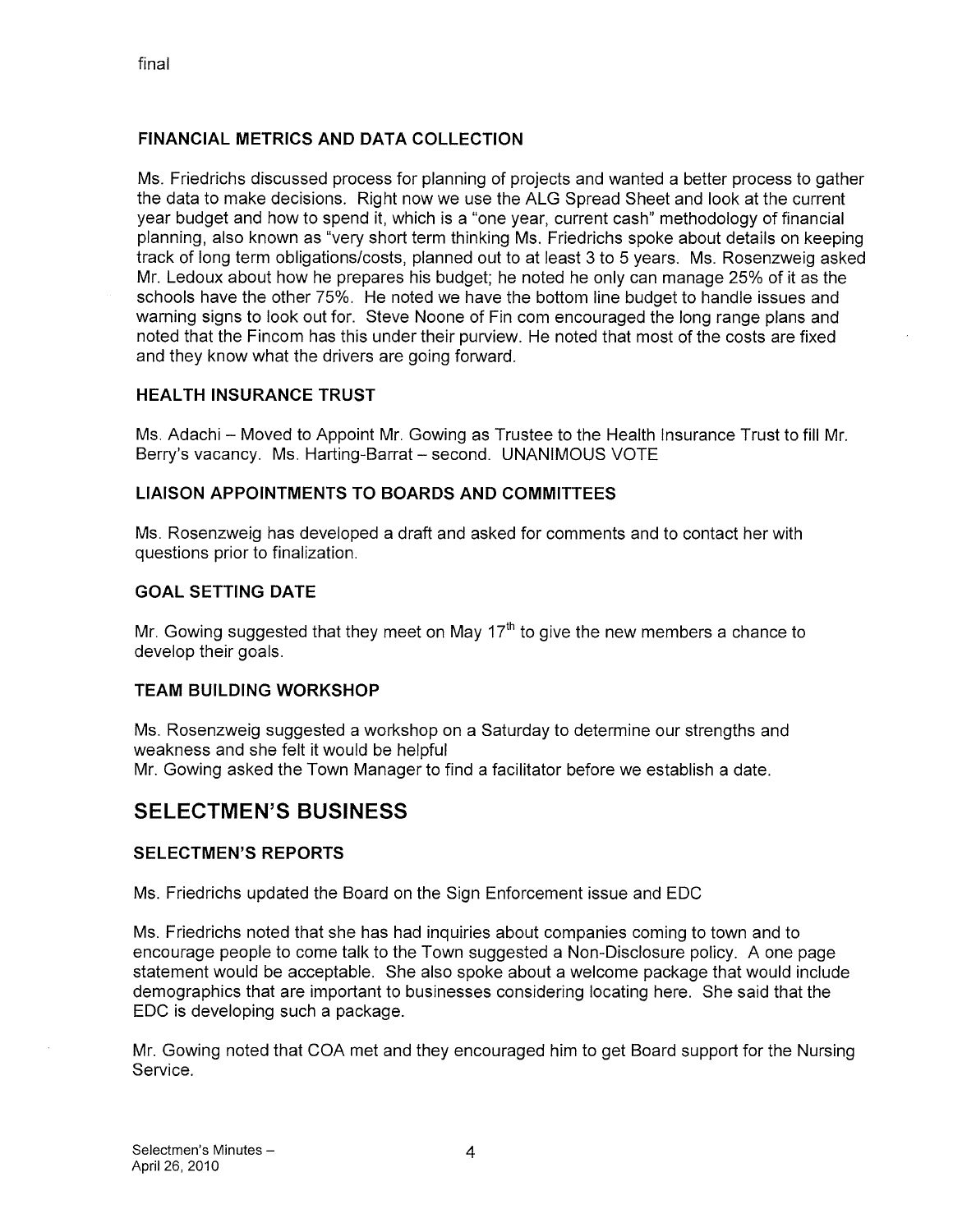final

### FINANCIAL METRICS AND DATA COLLECTION

Ms. Friedrichs discussed process for planning of projects and wanted a better process to gather the data to make decisions. Right now we use the ALG Spread Sheet and look at the current year budget and how to spend it, which is a "one year, current cash" methodology of financial planning, also known as "very short term thinking Ms. Friedrichs spoke about details on keeping track of long term obligations/costs, planned out to at least 3 to 5 years. Ms. Rosenzweig asked Mr. Ledoux about how he prepares his budget; he noted he only can manage 25% of it as the schools have the other 75%. He noted we have the bottom line budget to handle issues and warning signs to look out for. Steve Noone of Fin com encouraged the long range plans and noted that the Fincom has this under their purview. He noted that most of the costs are fixed and they know what the drivers are going forward.

### HEALTH INSURANCE TRUST

Ms. Adachi – Moved to Appoint Mr. Gowing as Trustee to the Health Insurance Trust to fill Mr. Berry's vacancy. Ms. Harting-Barrat – second. UNANIMOUS VOTE

### LIAISON APPOINTMENTS TO BOARDS AND COMMITTEES

Ms. Rosenzweig has developed a draft and asked for comments and to contact her with questions prior to finalization.

### GOAL SETTING DATE

Mr. Gowing suggested that they meet on May 17th to give the new members a chance to develop their goals.

### TEAM BUILDING WORKSHOP

Ms. Rosenzweig suggested a workshop on a Saturday to determine our strengths and weakness and she felt it would be helpful
Mr. Gowing asked the Town Manager to find a facilitator before we establish a date.

## SELECTMEN'S BUSINESS

### SELECTMEN'S REPORTS

Ms. Friedrichs updated the Board on the Sign Enforcement issue and EDC

Ms. Friedrichs noted that she has had inquiries about companies coming to town and to encourage people to come talk to the Town suggested a Non-Disclosure policy. A one page statement would be acceptable. She also spoke about a welcome package that would include demographics that are important to businesses considering locating here. She said that the EDC is developing such a package.

Mr. Gowing noted that COA met and they encouraged him to get Board support for the Nursing Service.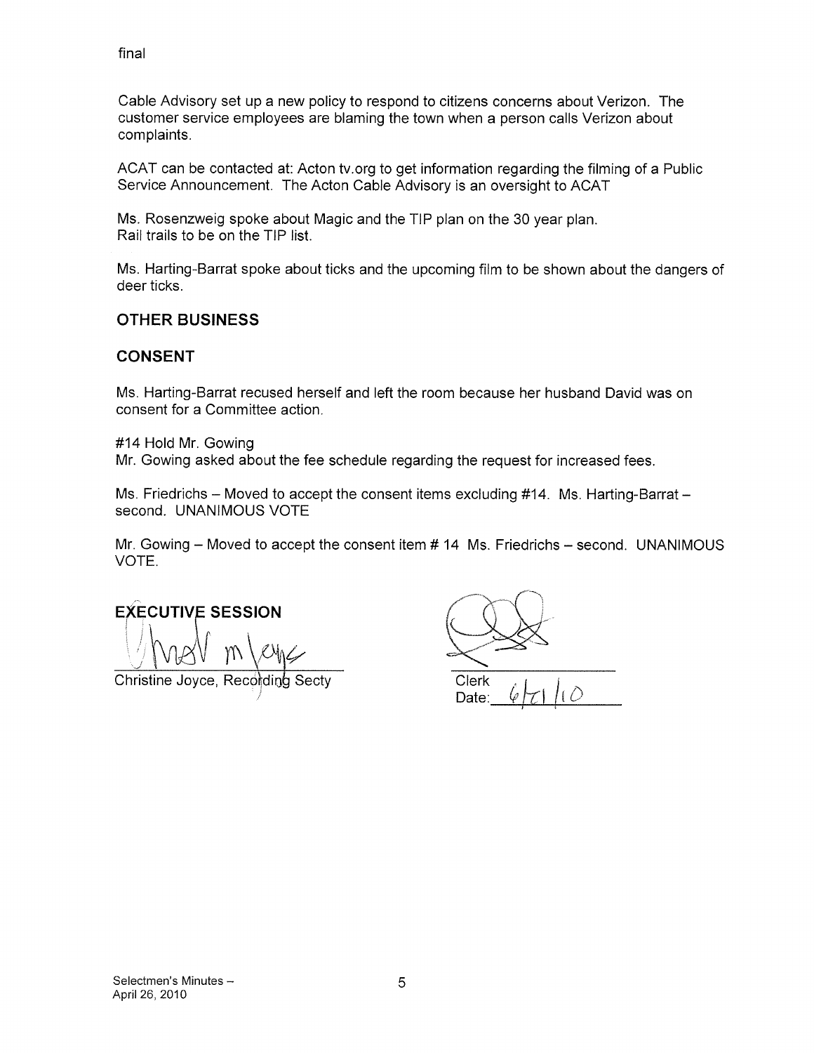final

Cable Advisory set up a new policy to respond to citizens concerns about Verizon. The customer service employees are blaming the town when a person calls Verizon about complaints.

ACAT can be contacted at: Acton tv.org to get information regarding the filming of a Public Service Announcement. The Acton Cable Advisory is an oversight to ACAT

Ms. Rosenzweig spoke about Magic and the TIP plan on the 30 year plan.
Rail trails to be on the TIP list.

Ms. Harting-Barrat spoke about ticks and the upcoming film to be shown about the dangers of deer ticks.

## OTHER BUSINESS

## CONSENT

Ms. Harting-Barrat recused herself and left the room because her husband David was on consent for a Committee action.

#14 Hold Mr. Gowing
Mr. Gowing asked about the fee schedule regarding the request for increased fees.

Ms. Friedrichs – Moved to accept the consent items excluding #14. Ms. Harting-Barrat – second. UNANIMOUS VOTE

Mr. Gowing – Moved to accept the consent item # 14 Ms. Friedrichs – second. UNANIMOUS VOTE.

## EXECUTIVE SESSION

Christine Joyce, Recording Secty

Clerk
Date: 6/21/10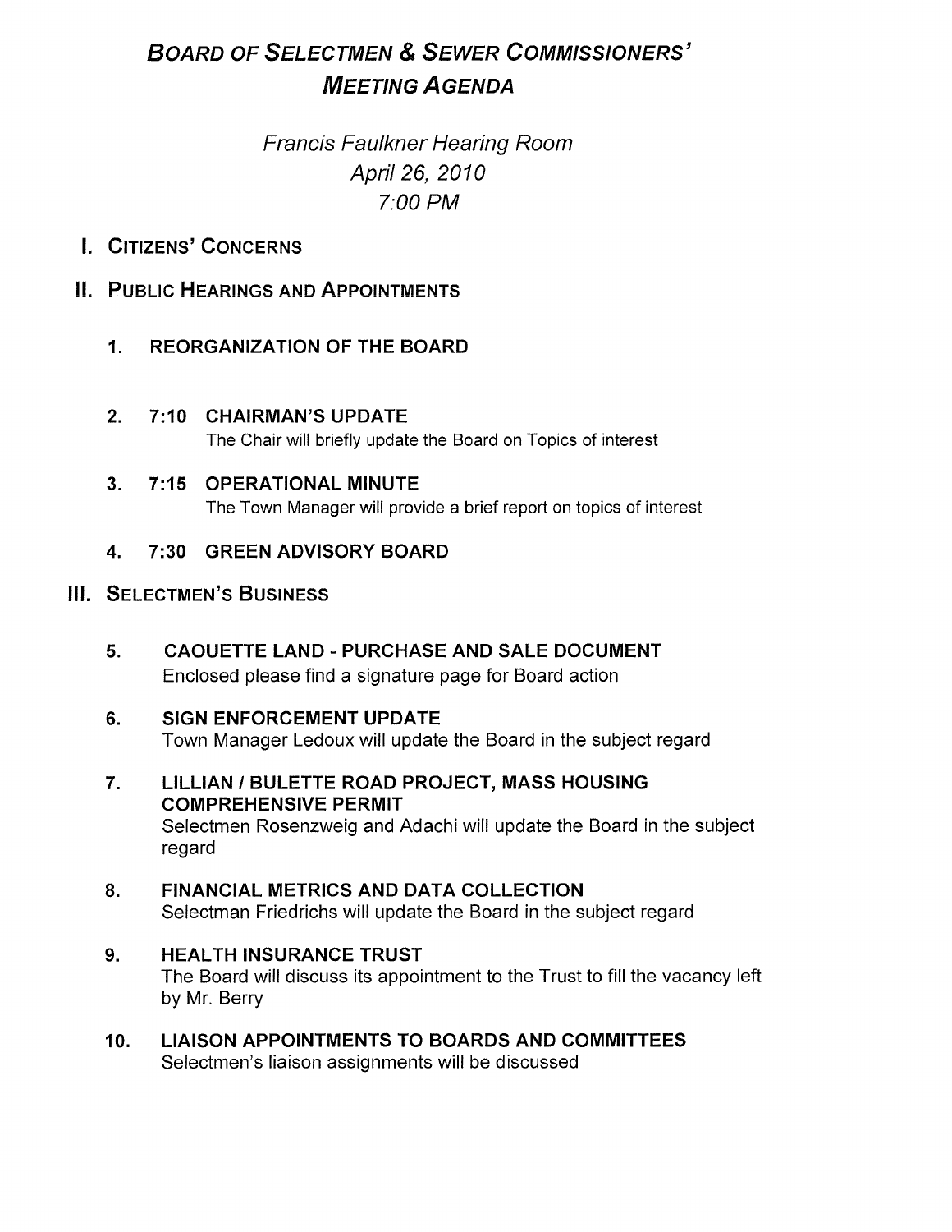# *Board of Selectmen & Sewer Commissioners' Meeting Agenda*

*Francis Faulkner Hearing Room*
*April 26, 2010*
*7:00 PM*

## I. Citizens' Concerns

## II. Public Hearings and Appointments

1. **REORGANIZATION OF THE BOARD**

2. **7:10 CHAIRMAN'S UPDATE**
   The Chair will briefly update the Board on Topics of interest

3. **7:15 OPERATIONAL MINUTE**
   The Town Manager will provide a brief report on topics of interest

4. **7:30 GREEN ADVISORY BOARD**

## III. Selectmen's Business

5. **CAOUETTE LAND - PURCHASE AND SALE DOCUMENT**
   Enclosed please find a signature page for Board action

6. **SIGN ENFORCEMENT UPDATE**
   Town Manager Ledoux will update the Board in the subject regard

7. **LILLIAN / BULETTE ROAD PROJECT, MASS HOUSING COMPREHENSIVE PERMIT**
   Selectmen Rosenzweig and Adachi will update the Board in the subject regard

8. **FINANCIAL METRICS AND DATA COLLECTION**
   Selectman Friedrichs will update the Board in the subject regard

9. **HEALTH INSURANCE TRUST**
   The Board will discuss its appointment to the Trust to fill the vacancy left by Mr. Berry

10. **LIAISON APPOINTMENTS TO BOARDS AND COMMITTEES**
    Selectmen's liaison assignments will be discussed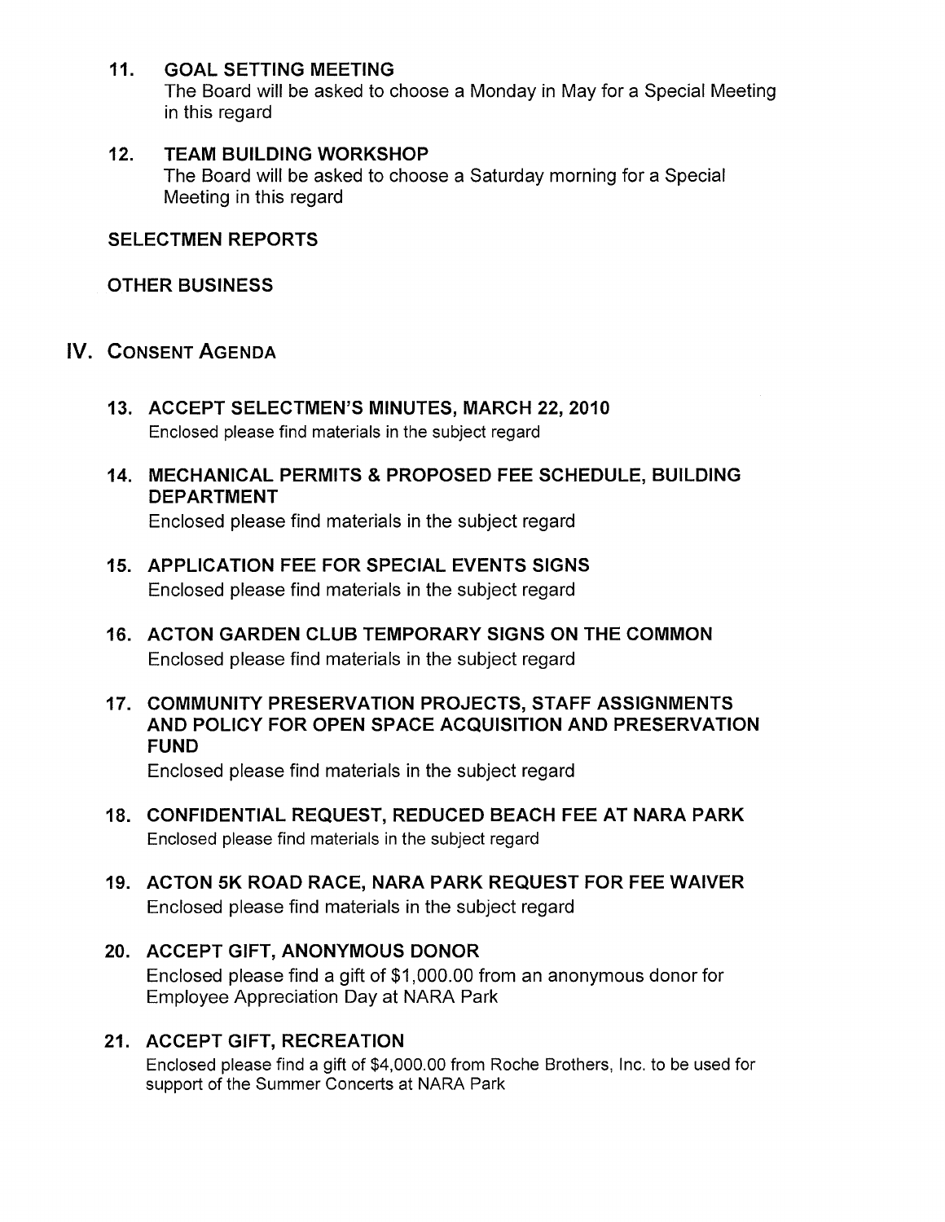### 11. GOAL SETTING MEETING

The Board will be asked to choose a Monday in May for a Special Meeting in this regard

### 12. TEAM BUILDING WORKSHOP

The Board will be asked to choose a Saturday morning for a Special Meeting in this regard

### SELECTMEN REPORTS

### OTHER BUSINESS

## IV. CONSENT AGENDA

### 13. ACCEPT SELECTMEN'S MINUTES, MARCH 22, 2010

Enclosed please find materials in the subject regard

### 14. MECHANICAL PERMITS & PROPOSED FEE SCHEDULE, BUILDING DEPARTMENT

Enclosed please find materials in the subject regard

### 15. APPLICATION FEE FOR SPECIAL EVENTS SIGNS

Enclosed please find materials in the subject regard

### 16. ACTON GARDEN CLUB TEMPORARY SIGNS ON THE COMMON

Enclosed please find materials in the subject regard

### 17. COMMUNITY PRESERVATION PROJECTS, STAFF ASSIGNMENTS AND POLICY FOR OPEN SPACE ACQUISITION AND PRESERVATION FUND

Enclosed please find materials in the subject regard

### 18. CONFIDENTIAL REQUEST, REDUCED BEACH FEE AT NARA PARK

Enclosed please find materials in the subject regard

### 19. ACTON 5K ROAD RACE, NARA PARK REQUEST FOR FEE WAIVER

Enclosed please find materials in the subject regard

### 20. ACCEPT GIFT, ANONYMOUS DONOR

Enclosed please find a gift of $1,000.00 from an anonymous donor for Employee Appreciation Day at NARA Park

### 21. ACCEPT GIFT, RECREATION

Enclosed please find a gift of $4,000.00 from Roche Brothers, Inc. to be used for support of the Summer Concerts at NARA Park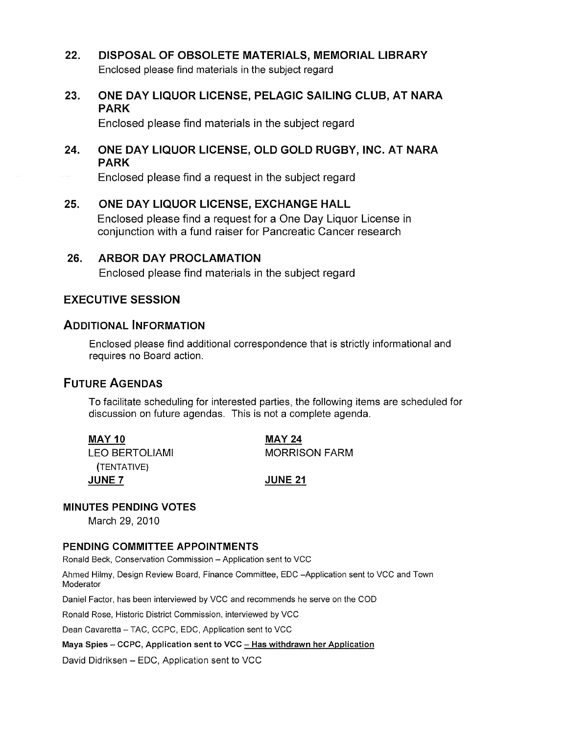## 22. DISPOSAL OF OBSOLETE MATERIALS, MEMORIAL LIBRARY

Enclosed please find materials in the subject regard

## 23. ONE DAY LIQUOR LICENSE, PELAGIC SAILING CLUB, AT NARA PARK

Enclosed please find materials in the subject regard

## 24. ONE DAY LIQUOR LICENSE, OLD GOLD RUGBY, INC. AT NARA PARK

Enclosed please find a request in the subject regard

## 25. ONE DAY LIQUOR LICENSE, EXCHANGE HALL

Enclosed please find a request for a One Day Liquor License in conjunction with a fund raiser for Pancreatic Cancer research

## 26. ARBOR DAY PROCLAMATION

Enclosed please find materials in the subject regard

## EXECUTIVE SESSION

## ADDITIONAL INFORMATION

Enclosed please find additional correspondence that is strictly informational and requires no Board action.

## FUTURE AGENDAS

To facilitate scheduling for interested parties, the following items are scheduled for discussion on future agendas. This is not a complete agenda.

| | |
|---|---|
| **MAY 10** | **MAY 24** |
| LEO BERTOLIAMI (TENTATIVE) | MORRISON FARM |
| **JUNE 7** | **JUNE 21** |

### MINUTES PENDING VOTES

March 29, 2010

### PENDING COMMITTEE APPOINTMENTS

Ronald Beck, Conservation Commission – Application sent to VCC

Ahmed Hilmy, Design Review Board, Finance Committee, EDC –Application sent to VCC and Town Moderator

Daniel Factor, has been interviewed by VCC and recommends he serve on the COD

Ronald Rose, Historic District Commission, interviewed by VCC

Dean Cavaretta – TAC, CCPC, EDC, Application sent to VCC

**Maya Spies – CCPC, Application sent to VCC – Has withdrawn her Application**

David Didriksen – EDC, Application sent to VCC